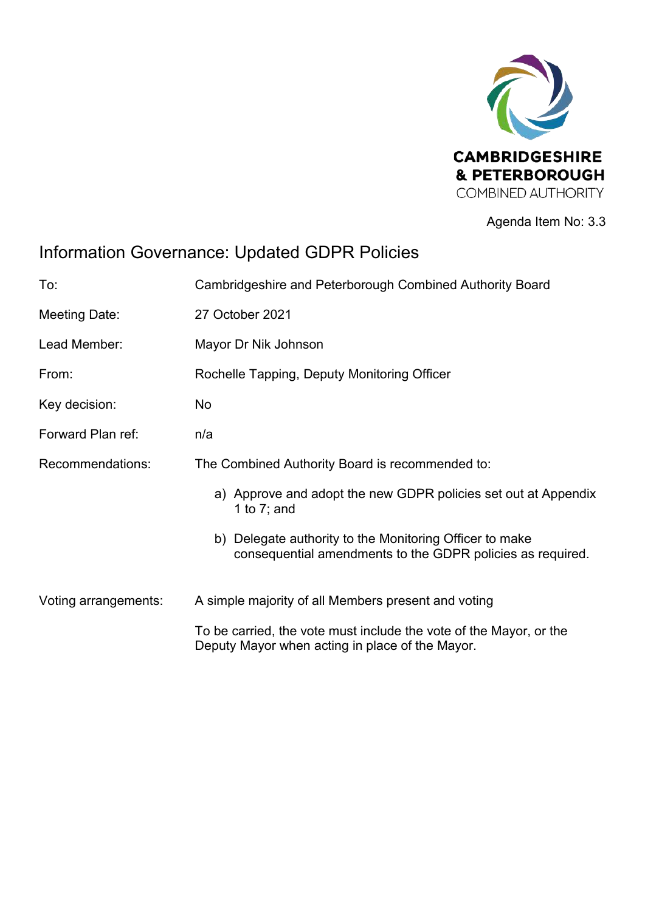CAMBRIDGESHIRE & PETERBOROUGH COMBINED AUTHORITY

Agenda Item No: 3.3

# Information Governance: Updated GDPR Policies

| | |
|---|---|
| To: | Cambridgeshire and Peterborough Combined Authority Board |
| Meeting Date: | 27 October 2021 |
| Lead Member: | Mayor Dr Nik Johnson |
| From: | Rochelle Tapping, Deputy Monitoring Officer |
| Key decision: | No |
| Forward Plan ref: | n/a |
| Recommendations: | The Combined Authority Board is recommended to:<br><br>a) Approve and adopt the new GDPR policies set out at Appendix 1 to 7; and<br><br>b) Delegate authority to the Monitoring Officer to make consequential amendments to the GDPR policies as required. |
| Voting arrangements: | A simple majority of all Members present and voting<br><br>To be carried, the vote must include the vote of the Mayor, or the Deputy Mayor when acting in place of the Mayor. |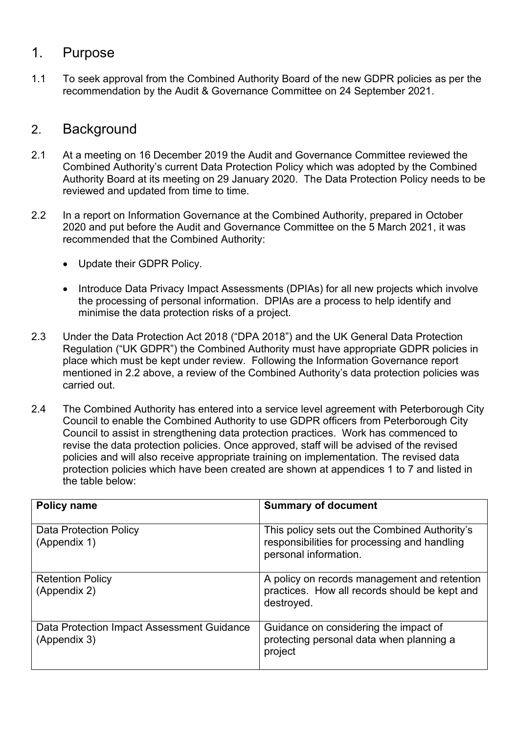## 1. Purpose

1.1 To seek approval from the Combined Authority Board of the new GDPR policies as per the recommendation by the Audit & Governance Committee on 24 September 2021.

## 2. Background

2.1 At a meeting on 16 December 2019 the Audit and Governance Committee reviewed the Combined Authority's current Data Protection Policy which was adopted by the Combined Authority Board at its meeting on 29 January 2020. The Data Protection Policy needs to be reviewed and updated from time to time.

2.2 In a report on Information Governance at the Combined Authority, prepared in October 2020 and put before the Audit and Governance Committee on the 5 March 2021, it was recommended that the Combined Authority:

- Update their GDPR Policy.
- Introduce Data Privacy Impact Assessments (DPIAs) for all new projects which involve the processing of personal information. DPIAs are a process to help identify and minimise the data protection risks of a project.

2.3 Under the Data Protection Act 2018 ("DPA 2018") and the UK General Data Protection Regulation ("UK GDPR") the Combined Authority must have appropriate GDPR policies in place which must be kept under review. Following the Information Governance report mentioned in 2.2 above, a review of the Combined Authority's data protection policies was carried out.

2.4 The Combined Authority has entered into a service level agreement with Peterborough City Council to enable the Combined Authority to use GDPR officers from Peterborough City Council to assist in strengthening data protection practices. Work has commenced to revise the data protection policies. Once approved, staff will be advised of the revised policies and will also receive appropriate training on implementation. The revised data protection policies which have been created are shown at appendices 1 to 7 and listed in the table below:

| **Policy name** | **Summary of document** |
|---|---|
| Data Protection Policy (Appendix 1) | This policy sets out the Combined Authority's responsibilities for processing and handling personal information. |
| Retention Policy (Appendix 2) | A policy on records management and retention practices. How all records should be kept and destroyed. |
| Data Protection Impact Assessment Guidance (Appendix 3) | Guidance on considering the impact of protecting personal data when planning a project |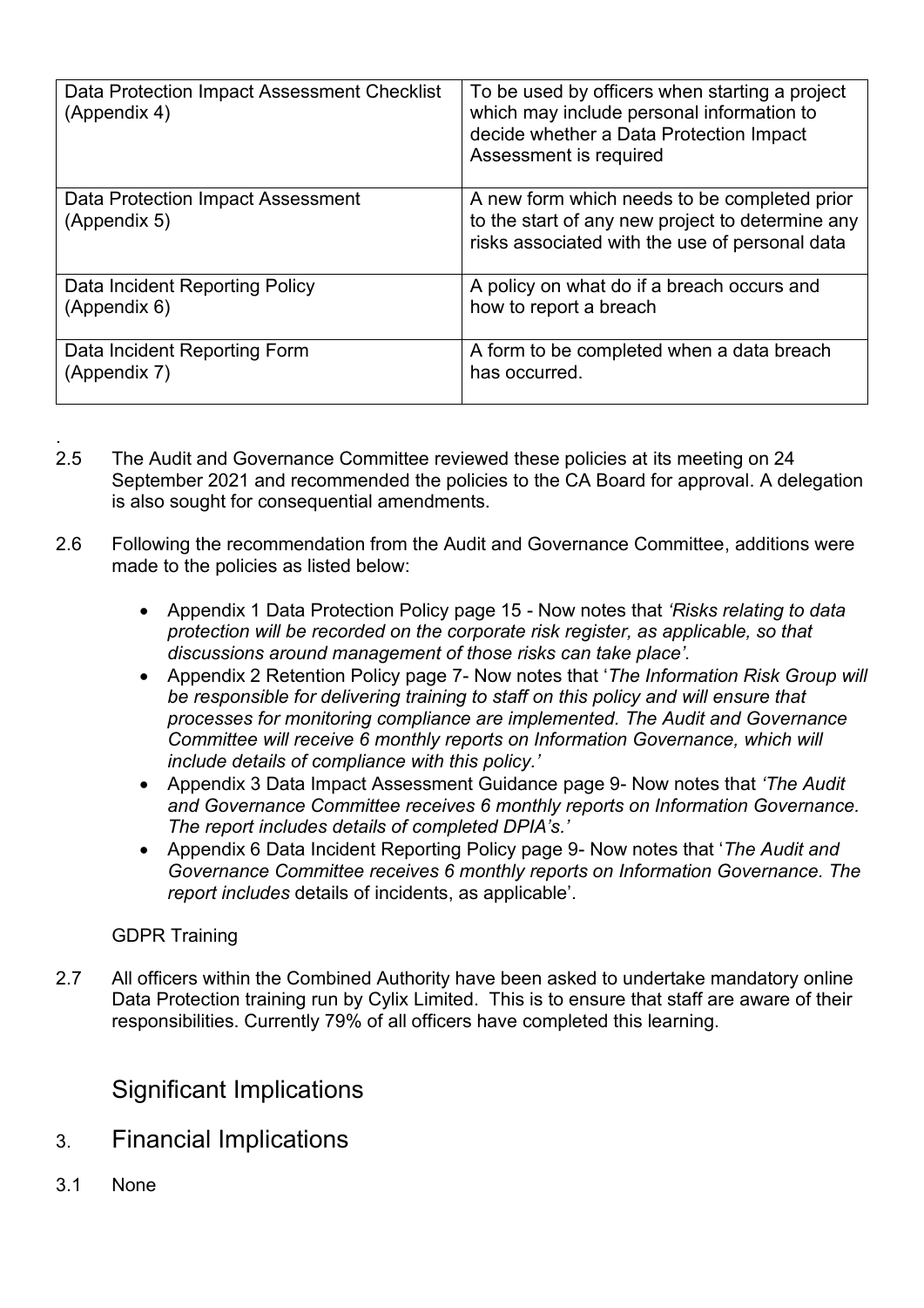| Data Protection Impact Assessment Checklist (Appendix 4) | To be used by officers when starting a project which may include personal information to decide whether a Data Protection Impact Assessment is required |
|---|---|
| Data Protection Impact Assessment (Appendix 5) | A new form which needs to be completed prior to the start of any new project to determine any risks associated with the use of personal data |
| Data Incident Reporting Policy (Appendix 6) | A policy on what do if a breach occurs and how to report a breach |
| Data Incident Reporting Form (Appendix 7) | A form to be completed when a data breach has occurred. |

.

2.5 The Audit and Governance Committee reviewed these policies at its meeting on 24 September 2021 and recommended the policies to the CA Board for approval. A delegation is also sought for consequential amendments.

2.6 Following the recommendation from the Audit and Governance Committee, additions were made to the policies as listed below:

- Appendix 1 Data Protection Policy page 15 - Now notes that *'Risks relating to data protection will be recorded on the corporate risk register, as applicable, so that discussions around management of those risks can take place'*.
- Appendix 2 Retention Policy page 7- Now notes that '*The Information Risk Group will be responsible for delivering training to staff on this policy and will ensure that processes for monitoring compliance are implemented. The Audit and Governance Committee will receive 6 monthly reports on Information Governance, which will include details of compliance with this policy.'*
- Appendix 3 Data Impact Assessment Guidance page 9- Now notes that *'The Audit and Governance Committee receives 6 monthly reports on Information Governance. The report includes details of completed DPIA's.'*
- Appendix 6 Data Incident Reporting Policy page 9- Now notes that '*The Audit and Governance Committee receives 6 monthly reports on Information Governance. The report includes* details of incidents, as applicable'.

GDPR Training

2.7 All officers within the Combined Authority have been asked to undertake mandatory online Data Protection training run by Cylix Limited. This is to ensure that staff are aware of their responsibilities. Currently 79% of all officers have completed this learning.

## Significant Implications

## 3. Financial Implications

3.1 None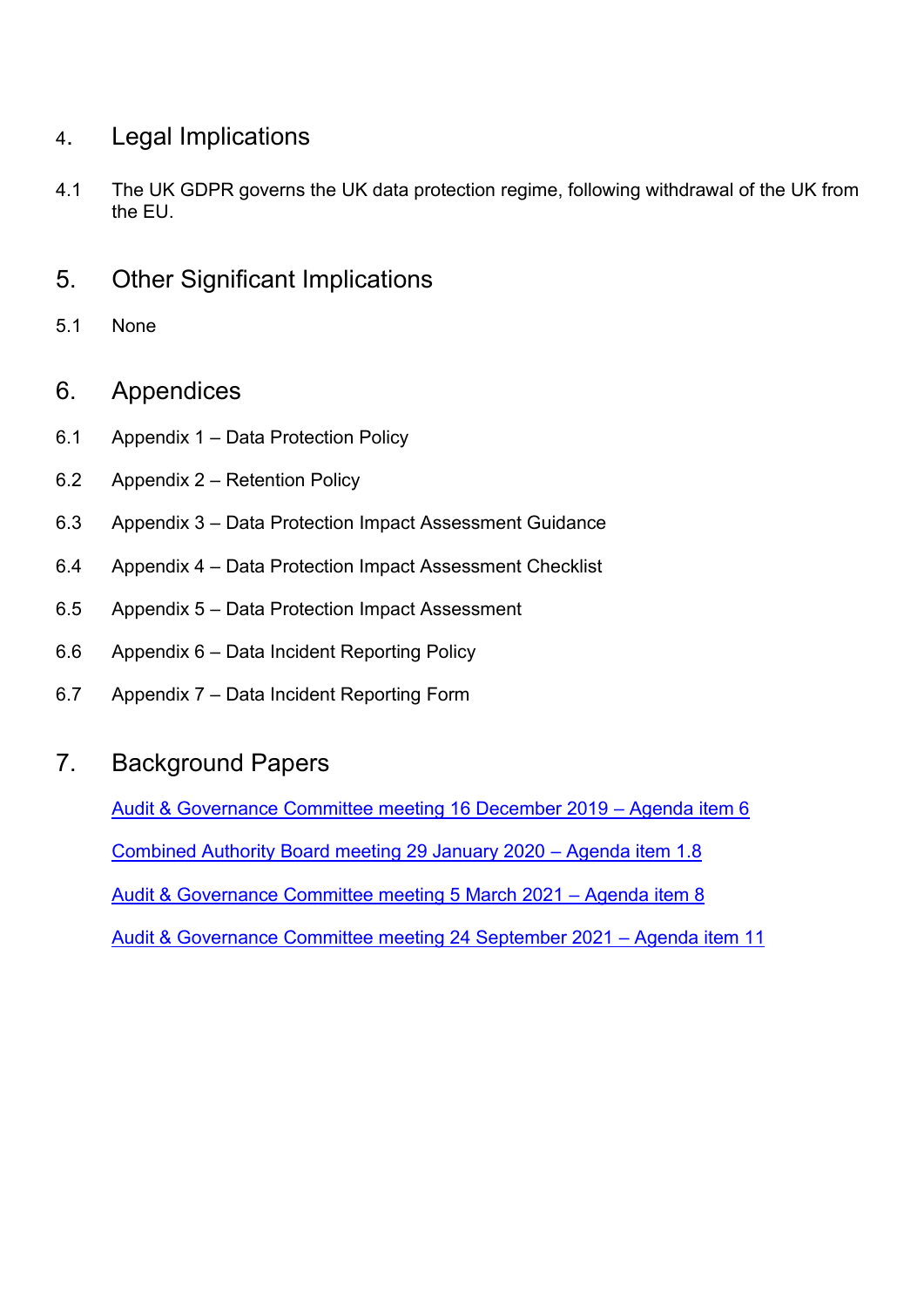## 4. Legal Implications

4.1 The UK GDPR governs the UK data protection regime, following withdrawal of the UK from the EU.

## 5. Other Significant Implications

5.1 None

## 6. Appendices

6.1 Appendix 1 – Data Protection Policy

6.2 Appendix 2 – Retention Policy

6.3 Appendix 3 – Data Protection Impact Assessment Guidance

6.4 Appendix 4 – Data Protection Impact Assessment Checklist

6.5 Appendix 5 – Data Protection Impact Assessment

6.6 Appendix 6 – Data Incident Reporting Policy

6.7 Appendix 7 – Data Incident Reporting Form

## 7. Background Papers

Audit & Governance Committee meeting 16 December 2019 – Agenda item 6

Combined Authority Board meeting 29 January 2020 – Agenda item 1.8

Audit & Governance Committee meeting 5 March 2021 – Agenda item 8

Audit & Governance Committee meeting 24 September 2021 – Agenda item 11